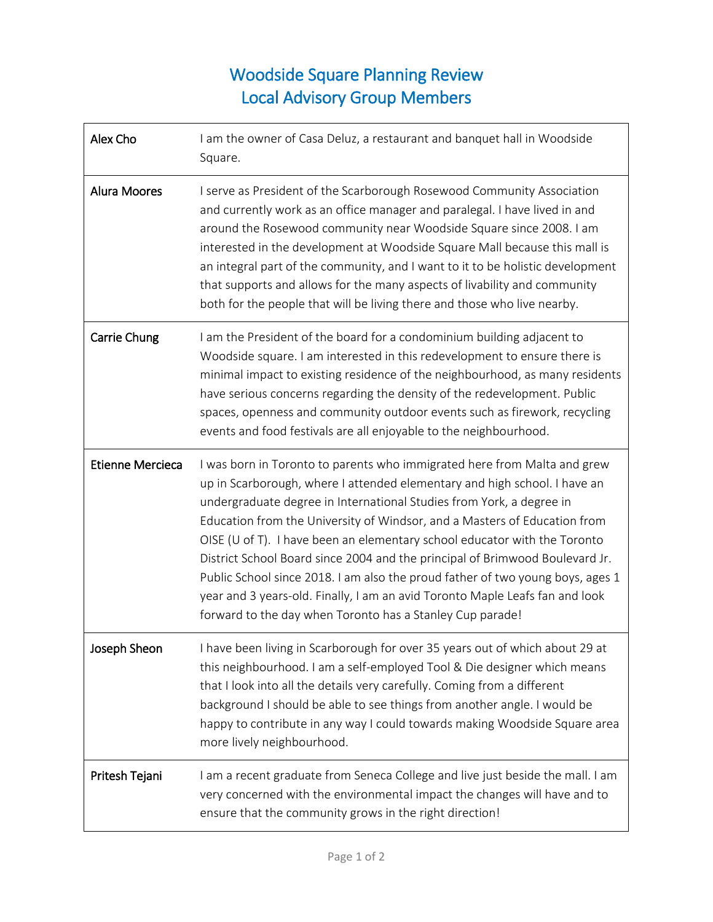# Woodside Square Planning Review
# Local Advisory Group Members

| | |
|---|---|
| **Alex Cho** | I am the owner of Casa Deluz, a restaurant and banquet hall in Woodside Square. |
| **Alura Moores** | I serve as President of the Scarborough Rosewood Community Association and currently work as an office manager and paralegal. I have lived in and around the Rosewood community near Woodside Square since 2008. I am interested in the development at Woodside Square Mall because this mall is an integral part of the community, and I want to it to be holistic development that supports and allows for the many aspects of livability and community both for the people that will be living there and those who live nearby. |
| **Carrie Chung** | I am the President of the board for a condominium building adjacent to Woodside square. I am interested in this redevelopment to ensure there is minimal impact to existing residence of the neighbourhood, as many residents have serious concerns regarding the density of the redevelopment. Public spaces, openness and community outdoor events such as firework, recycling events and food festivals are all enjoyable to the neighbourhood. |
| **Etienne Mercieca** | I was born in Toronto to parents who immigrated here from Malta and grew up in Scarborough, where I attended elementary and high school. I have an undergraduate degree in International Studies from York, a degree in Education from the University of Windsor, and a Masters of Education from OISE (U of T). I have been an elementary school educator with the Toronto District School Board since 2004 and the principal of Brimwood Boulevard Jr. Public School since 2018. I am also the proud father of two young boys, ages 1 year and 3 years-old. Finally, I am an avid Toronto Maple Leafs fan and look forward to the day when Toronto has a Stanley Cup parade! |
| **Joseph Sheon** | I have been living in Scarborough for over 35 years out of which about 29 at this neighbourhood. I am a self-employed Tool & Die designer which means that I look into all the details very carefully. Coming from a different background I should be able to see things from another angle. I would be happy to contribute in any way I could towards making Woodside Square area more lively neighbourhood. |
| **Pritesh Tejani** | I am a recent graduate from Seneca College and live just beside the mall. I am very concerned with the environmental impact the changes will have and to ensure that the community grows in the right direction! |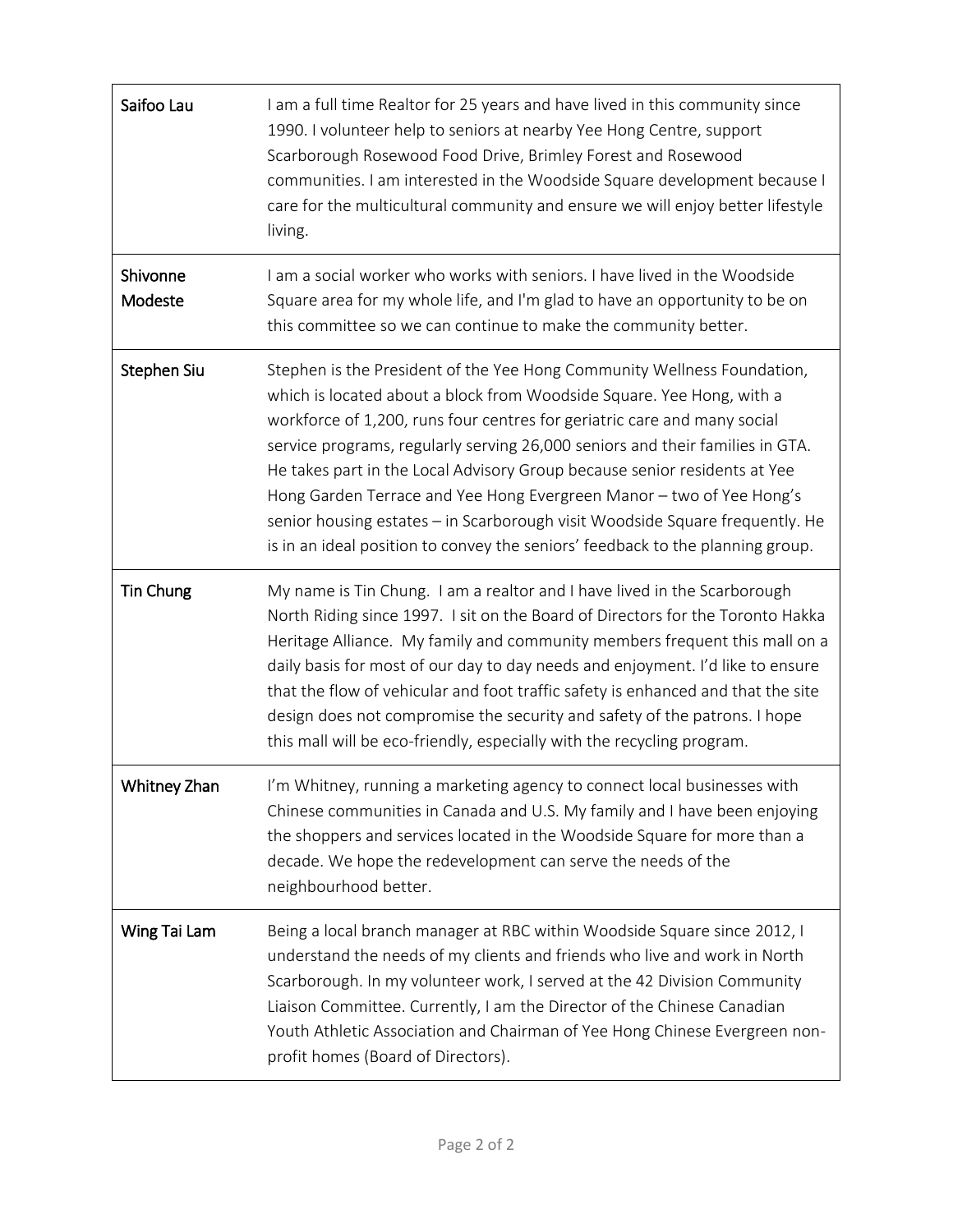| | |
|---|---|
| Saifoo Lau | I am a full time Realtor for 25 years and have lived in this community since 1990. I volunteer help to seniors at nearby Yee Hong Centre, support Scarborough Rosewood Food Drive, Brimley Forest and Rosewood communities. I am interested in the Woodside Square development because I care for the multicultural community and ensure we will enjoy better lifestyle living. |
| Shivonne Modeste | I am a social worker who works with seniors. I have lived in the Woodside Square area for my whole life, and I'm glad to have an opportunity to be on this committee so we can continue to make the community better. |
| Stephen Siu | Stephen is the President of the Yee Hong Community Wellness Foundation, which is located about a block from Woodside Square. Yee Hong, with a workforce of 1,200, runs four centres for geriatric care and many social service programs, regularly serving 26,000 seniors and their families in GTA. He takes part in the Local Advisory Group because senior residents at Yee Hong Garden Terrace and Yee Hong Evergreen Manor – two of Yee Hong's senior housing estates – in Scarborough visit Woodside Square frequently. He is in an ideal position to convey the seniors' feedback to the planning group. |
| Tin Chung | My name is Tin Chung. I am a realtor and I have lived in the Scarborough North Riding since 1997. I sit on the Board of Directors for the Toronto Hakka Heritage Alliance. My family and community members frequent this mall on a daily basis for most of our day to day needs and enjoyment. I'd like to ensure that the flow of vehicular and foot traffic safety is enhanced and that the site design does not compromise the security and safety of the patrons. I hope this mall will be eco-friendly, especially with the recycling program. |
| Whitney Zhan | I'm Whitney, running a marketing agency to connect local businesses with Chinese communities in Canada and U.S. My family and I have been enjoying the shoppers and services located in the Woodside Square for more than a decade. We hope the redevelopment can serve the needs of the neighbourhood better. |
| Wing Tai Lam | Being a local branch manager at RBC within Woodside Square since 2012, I understand the needs of my clients and friends who live and work in North Scarborough. In my volunteer work, I served at the 42 Division Community Liaison Committee. Currently, I am the Director of the Chinese Canadian Youth Athletic Association and Chairman of Yee Hong Chinese Evergreen non-profit homes (Board of Directors). |